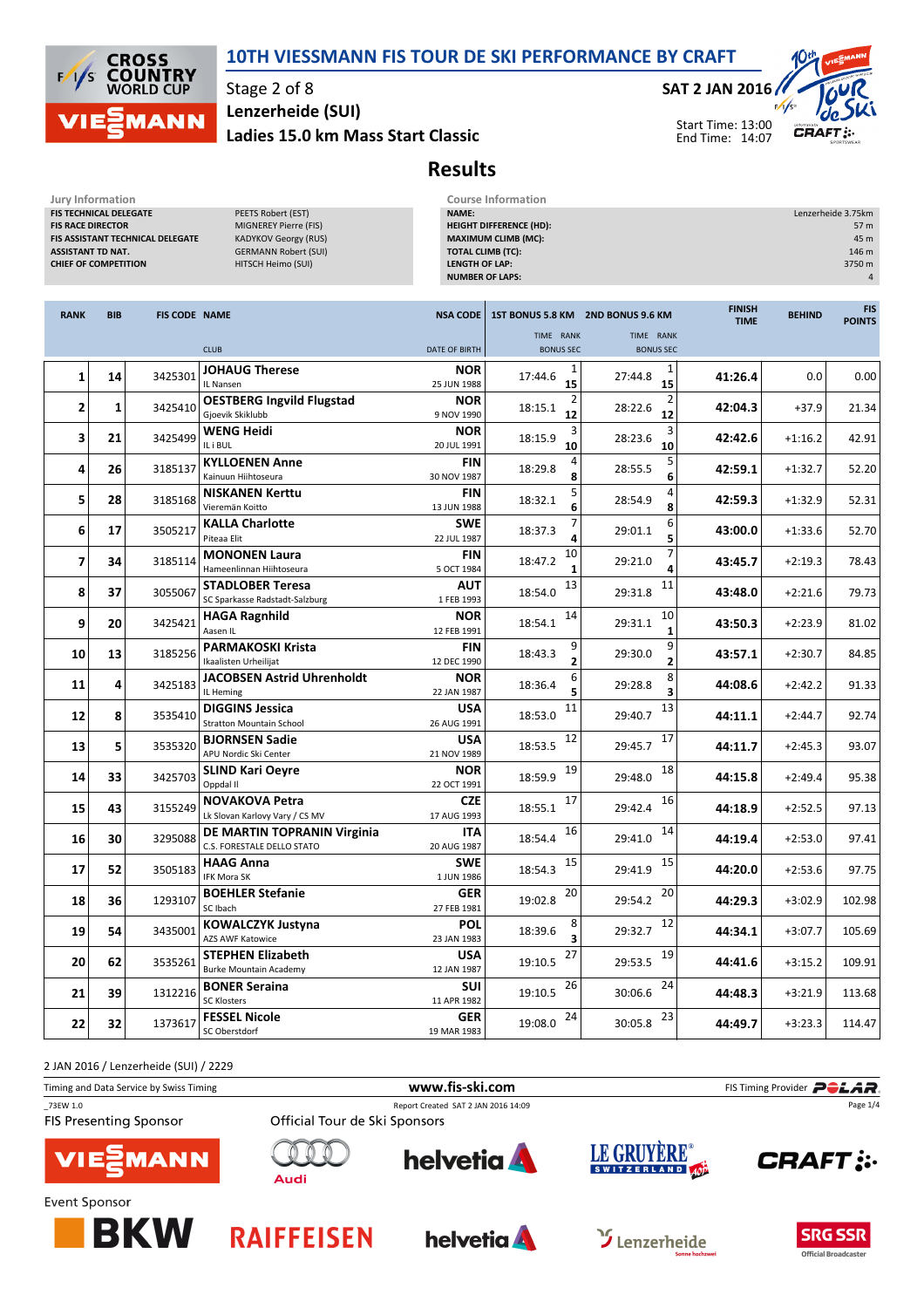# 10TH VIESSMANN FIS TOUR DE SKI PERFORMANCE BY CRAFT

Stage 2 of 8
Lenzerheide (SUI)
Ladies 15.0 km Mass Start Classic

SAT 2 JAN 2016
Start Time: 13:00
End Time: 14:07

## Results

**Jury Information**

| | |
|---|---|
| FIS TECHNICAL DELEGATE | PEETS Robert (EST) |
| FIS RACE DIRECTOR | MIGNEREY Pierre (FIS) |
| FIS ASSISTANT TECHNICAL DELEGATE | KADYKOV Georgy (RUS) |
| ASSISTANT TD NAT. | GERMANN Robert (SUI) |
| CHIEF OF COMPETITION | HITSCH Heimo (SUI) |

**Course Information**

| | |
|---|---|
| NAME: | Lenzerheide 3.75km |
| HEIGHT DIFFERENCE (HD): | 57 m |
| MAXIMUM CLIMB (MC): | 45 m |
| TOTAL CLIMB (TC): | 146 m |
| LENGTH OF LAP: | 3750 m |
| NUMBER OF LAPS: | 4 |

| RANK | BIB | FIS CODE | NAME / CLUB | NSA CODE / DATE OF BIRTH | 1ST BONUS 5.8 KM TIME | RANK / BONUS SEC | 2ND BONUS 9.6 KM TIME | RANK / BONUS SEC | FINISH TIME | BEHIND | FIS POINTS |
|---|---|---|---|---|---|---|---|---|---|---|---|
| 1 | 14 | 3425301 | **JOHAUG Therese** IL Nansen | **NOR** 25 JUN 1988 | 17:44.6 | 1 / 15 | 27:44.8 | 1 / 15 | **41:26.4** | 0.0 | 0.00 |
| 2 | 1 | 3425410 | **OESTBERG Ingvild Flugstad** Gjoevik Skiklubb | **NOR** 9 NOV 1990 | 18:15.1 | 2 / 12 | 28:22.6 | 2 / 12 | **42:04.3** | +37.9 | 21.34 |
| 3 | 21 | 3425499 | **WENG Heidi** IL i BUL | **NOR** 20 JUL 1991 | 18:15.9 | 3 / 10 | 28:23.6 | 3 / 10 | **42:42.6** | +1:16.2 | 42.91 |
| 4 | 26 | 3185137 | **KYLLOENEN Anne** Kainuun Hiihtoseura | **FIN** 30 NOV 1987 | 18:29.8 | 4 / 8 | 28:55.5 | 5 / 6 | **42:59.1** | +1:32.7 | 52.20 |
| 5 | 28 | 3185168 | **NISKANEN Kerttu** Vieremän Koitto | **FIN** 13 JUN 1988 | 18:32.1 | 5 / 6 | 28:54.9 | 4 / 8 | **42:59.3** | +1:32.9 | 52.31 |
| 6 | 17 | 3505217 | **KALLA Charlotte** Piteaa Elit | **SWE** 22 JUL 1987 | 18:37.3 | 7 / 4 | 29:01.1 | 6 / 5 | **43:00.0** | +1:33.6 | 52.70 |
| 7 | 34 | 3185114 | **MONONEN Laura** Hameenlinnan Hiihtoseura | **FIN** 5 OCT 1984 | 18:47.2 | 10 / 1 | 29:21.0 | 7 / 4 | **43:45.7** | +2:19.3 | 78.43 |
| 8 | 37 | 3055067 | **STADLOBER Teresa** SC Sparkasse Radstadt-Salzburg | **AUT** 1 FEB 1993 | 18:54.0 | 13 | 29:31.8 | 11 | **43:48.0** | +2:21.6 | 79.73 |
| 9 | 20 | 3425421 | **HAGA Ragnhild** Aasen IL | **NOR** 12 FEB 1991 | 18:54.1 | 14 | 29:31.1 | 10 / 1 | **43:50.3** | +2:23.9 | 81.02 |
| 10 | 13 | 3185256 | **PARMAKOSKI Krista** Ikaalisten Urheilijat | **FIN** 12 DEC 1990 | 18:43.3 | 9 / 2 | 29:30.0 | 9 / 2 | **43:57.1** | +2:30.7 | 84.85 |
| 11 | 4 | 3425183 | **JACOBSEN Astrid Uhrenholdt** IL Heming | **NOR** 22 JAN 1987 | 18:36.4 | 6 / 5 | 29:28.8 | 8 / 3 | **44:08.6** | +2:42.2 | 91.33 |
| 12 | 8 | 3535410 | **DIGGINS Jessica** Stratton Mountain School | **USA** 26 AUG 1991 | 18:53.0 | 11 | 29:40.7 | 13 | **44:11.1** | +2:44.7 | 92.74 |
| 13 | 5 | 3535320 | **BJORNSEN Sadie** APU Nordic Ski Center | **USA** 21 NOV 1989 | 18:53.5 | 12 | 29:45.7 | 17 | **44:11.7** | +2:45.3 | 93.07 |
| 14 | 33 | 3425703 | **SLIND Kari Oeyre** Oppdal Il | **NOR** 22 OCT 1991 | 18:59.9 | 19 | 29:48.0 | 18 | **44:15.8** | +2:49.4 | 95.38 |
| 15 | 43 | 3155249 | **NOVAKOVA Petra** Lk Slovan Karlovy Vary / CS MV | **CZE** 17 AUG 1993 | 18:55.1 | 17 | 29:42.4 | 16 | **44:18.9** | +2:52.5 | 97.13 |
| 16 | 30 | 3295088 | **DE MARTIN TOPRANIN Virginia** C.S. FORESTALE DELLO STATO | **ITA** 20 AUG 1987 | 18:54.4 | 16 | 29:41.0 | 14 | **44:19.4** | +2:53.0 | 97.41 |
| 17 | 52 | 3505183 | **HAAG Anna** IFK Mora SK | **SWE** 1 JUN 1986 | 18:54.3 | 15 | 29:41.9 | 15 | **44:20.0** | +2:53.6 | 97.75 |
| 18 | 36 | 1293107 | **BOEHLER Stefanie** SC Ibach | **GER** 27 FEB 1981 | 19:02.8 | 20 | 29:54.2 | 20 | **44:29.3** | +3:02.9 | 102.98 |
| 19 | 54 | 3435001 | **KOWALCZYK Justyna** AZS AWF Katowice | **POL** 23 JAN 1983 | 18:39.6 | 8 / 3 | 29:32.7 | 12 | **44:34.1** | +3:07.7 | 105.69 |
| 20 | 62 | 3535261 | **STEPHEN Elizabeth** Burke Mountain Academy | **USA** 12 JAN 1987 | 19:10.5 | 27 | 29:53.5 | 19 | **44:41.6** | +3:15.2 | 109.91 |
| 21 | 39 | 1312216 | **BONER Seraina** SC Klosters | **SUI** 11 APR 1982 | 19:10.5 | 26 | 30:06.6 | 24 | **44:48.3** | +3:21.9 | 113.68 |
| 22 | 32 | 1373617 | **FESSEL Nicole** SC Oberstdorf | **GER** 19 MAR 1983 | 19:08.0 | 24 | 30:05.8 | 23 | **44:49.7** | +3:23.3 | 114.47 |

2 JAN 2016 / Lenzerheide (SUI) / 2229

Timing and Data Service by Swiss Timing — www.fis-ski.com — FIS Timing Provider POLAR

_73EW 1.0 — Report Created SAT 2 JAN 2016 14:09

FIS Presenting Sponsor: VIESSMANN

Official Tour de Ski Sponsors: Audi, helvetia, LE GRUYÈRE SWITZERLAND, CRAFT

Event Sponsor: BKW, RAIFFEISEN, helvetia, Lenzerheide, SRG SSR Official Broadcaster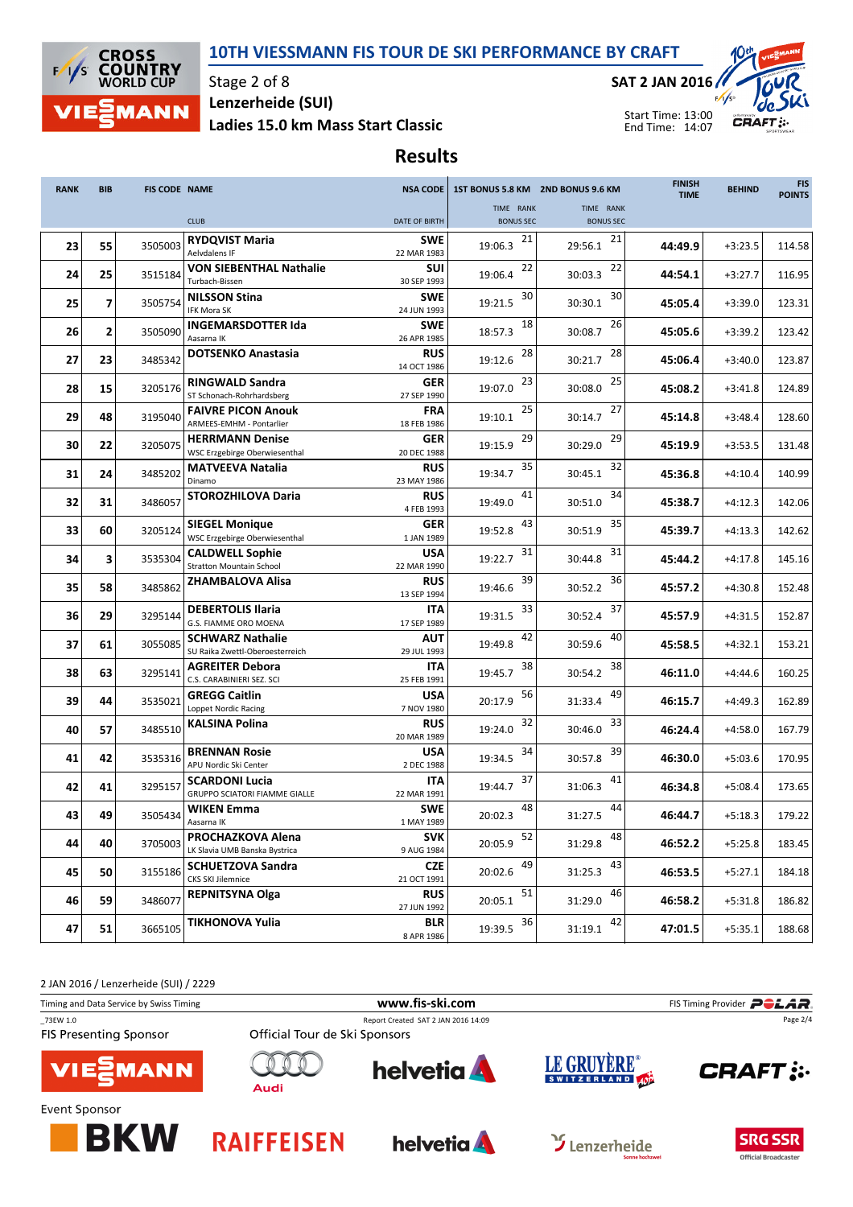# 10TH VIESSMANN FIS TOUR DE SKI PERFORMANCE BY CRAFT

Stage 2 of 8
Lenzerheide (SUI)
Ladies 15.0 km Mass Start Classic

SAT 2 JAN 2016
Start Time: 13:00
End Time: 14:07

## Results

| RANK | BIB | FIS CODE | NAME / CLUB | NSA CODE / DATE OF BIRTH | 1ST BONUS 5.8 KM TIME | RANK | 2ND BONUS 9.6 KM TIME | RANK | FINISH TIME | BEHIND | FIS POINTS |
|---|---|---|---|---|---|---|---|---|---|---|---|
| 23 | 55 | 3505003 | **RYDQVIST Maria** Aelvdalens IF | SWE 22 MAR 1983 | 19:06.3 | 21 | 29:56.1 | 21 | 44:49.9 | +3:23.5 | 114.58 |
| 24 | 25 | 3515184 | **VON SIEBENTHAL Nathalie** Turbach-Bissen | SUI 30 SEP 1993 | 19:06.4 | 22 | 30:03.3 | 22 | 44:54.1 | +3:27.7 | 116.95 |
| 25 | 7 | 3505754 | **NILSSON Stina** IFK Mora SK | SWE 24 JUN 1993 | 19:21.5 | 30 | 30:30.1 | 30 | 45:05.4 | +3:39.0 | 123.31 |
| 26 | 2 | 3505090 | **INGEMARSDOTTER Ida** Aasarna IK | SWE 26 APR 1985 | 18:57.3 | 18 | 30:08.7 | 26 | 45:05.6 | +3:39.2 | 123.42 |
| 27 | 23 | 3485342 | **DOTSENKO Anastasia** | RUS 14 OCT 1986 | 19:12.6 | 28 | 30:21.7 | 28 | 45:06.4 | +3:40.0 | 123.87 |
| 28 | 15 | 3205176 | **RINGWALD Sandra** ST Schonach-Rohrhardsberg | GER 27 SEP 1990 | 19:07.0 | 23 | 30:08.0 | 25 | 45:08.2 | +3:41.8 | 124.89 |
| 29 | 48 | 3195040 | **FAIVRE PICON Anouk** ARMEES-EMHM - Pontarlier | FRA 18 FEB 1986 | 19:10.1 | 25 | 30:14.7 | 27 | 45:14.8 | +3:48.4 | 128.60 |
| 30 | 22 | 3205075 | **HERRMANN Denise** WSC Erzgebirge Oberwiesenthal | GER 20 DEC 1988 | 19:15.9 | 29 | 30:29.0 | 29 | 45:19.9 | +3:53.5 | 131.48 |
| 31 | 24 | 3485202 | **MATVEEVA Natalia** Dinamo | RUS 23 MAY 1986 | 19:34.7 | 35 | 30:45.1 | 32 | 45:36.8 | +4:10.4 | 140.99 |
| 32 | 31 | 3486057 | **STOROZHILOVA Daria** | RUS 4 FEB 1993 | 19:49.0 | 41 | 30:51.0 | 34 | 45:38.7 | +4:12.3 | 142.06 |
| 33 | 60 | 3205124 | **SIEGEL Monique** WSC Erzgebirge Oberwiesenthal | GER 1 JAN 1989 | 19:52.8 | 43 | 30:51.9 | 35 | 45:39.7 | +4:13.3 | 142.62 |
| 34 | 3 | 3535304 | **CALDWELL Sophie** Stratton Mountain School | USA 22 MAR 1990 | 19:22.7 | 31 | 30:44.8 | 31 | 45:44.2 | +4:17.8 | 145.16 |
| 35 | 58 | 3485862 | **ZHAMBALOVA Alisa** | RUS 13 SEP 1994 | 19:46.6 | 39 | 30:52.2 | 36 | 45:57.2 | +4:30.8 | 152.48 |
| 36 | 29 | 3295144 | **DEBERTOLIS Ilaria** G.S. FIAMME ORO MOENA | ITA 17 SEP 1989 | 19:31.5 | 33 | 30:52.4 | 37 | 45:57.9 | +4:31.5 | 152.87 |
| 37 | 61 | 3055085 | **SCHWARZ Nathalie** SU Raika Zwettl-Oberoesterreich | AUT 29 JUL 1993 | 19:49.8 | 42 | 30:59.6 | 40 | 45:58.5 | +4:32.1 | 153.21 |
| 38 | 63 | 3295141 | **AGREITER Debora** C.S. CARABINIERI SEZ. SCI | ITA 25 FEB 1991 | 19:45.7 | 38 | 30:54.2 | 38 | 46:11.0 | +4:44.6 | 160.25 |
| 39 | 44 | 3535021 | **GREGG Caitlin** Loppet Nordic Racing | USA 7 NOV 1980 | 20:17.9 | 56 | 31:33.4 | 49 | 46:15.7 | +4:49.3 | 162.89 |
| 40 | 57 | 3485510 | **KALSINA Polina** | RUS 20 MAR 1989 | 19:24.0 | 32 | 30:46.0 | 33 | 46:24.4 | +4:58.0 | 167.79 |
| 41 | 42 | 3535316 | **BRENNAN Rosie** APU Nordic Ski Center | USA 2 DEC 1988 | 19:34.5 | 34 | 30:57.8 | 39 | 46:30.0 | +5:03.6 | 170.95 |
| 42 | 41 | 3295157 | **SCARDONI Lucia** GRUPPO SCIATORI FIAMME GIALLE | ITA 22 MAR 1991 | 19:44.7 | 37 | 31:06.3 | 41 | 46:34.8 | +5:08.4 | 173.65 |
| 43 | 49 | 3505434 | **WIKEN Emma** Aasarna IK | SWE 1 MAY 1989 | 20:02.3 | 48 | 31:27.5 | 44 | 46:44.7 | +5:18.3 | 179.22 |
| 44 | 40 | 3705003 | **PROCHAZKOVA Alena** LK Slavia UMB Banska Bystrica | SVK 9 AUG 1984 | 20:05.9 | 52 | 31:29.8 | 48 | 46:52.2 | +5:25.8 | 183.45 |
| 45 | 50 | 3155186 | **SCHUETZOVA Sandra** CKS SKI Jilemnice | CZE 21 OCT 1991 | 20:02.6 | 49 | 31:25.3 | 43 | 46:53.5 | +5:27.1 | 184.18 |
| 46 | 59 | 3486077 | **REPNITSYNA Olga** | RUS 27 JUN 1992 | 20:05.1 | 51 | 31:29.0 | 46 | 46:58.2 | +5:31.8 | 186.82 |
| 47 | 51 | 3665105 | **TIKHONOVA Yulia** | BLR 8 APR 1986 | 19:39.5 | 36 | 31:19.1 | 42 | 47:01.5 | +5:35.1 | 188.68 |

2 JAN 2016 / Lenzerheide (SUI) / 2229

Timing and Data Service by Swiss Timing — www.fis-ski.com — FIS Timing Provider POLAR

_73EW 1.0 — Report Created SAT 2 JAN 2016 14:09

FIS Presenting Sponsor: VIESSMANN — Official Tour de Ski Sponsors: Audi, helvetia, LE GRUYÈRE SWITZERLAND, CRAFT

Event Sponsor: BKW, RAIFFEISEN, helvetia, Lenzerheide, SRG SSR Official Broadcaster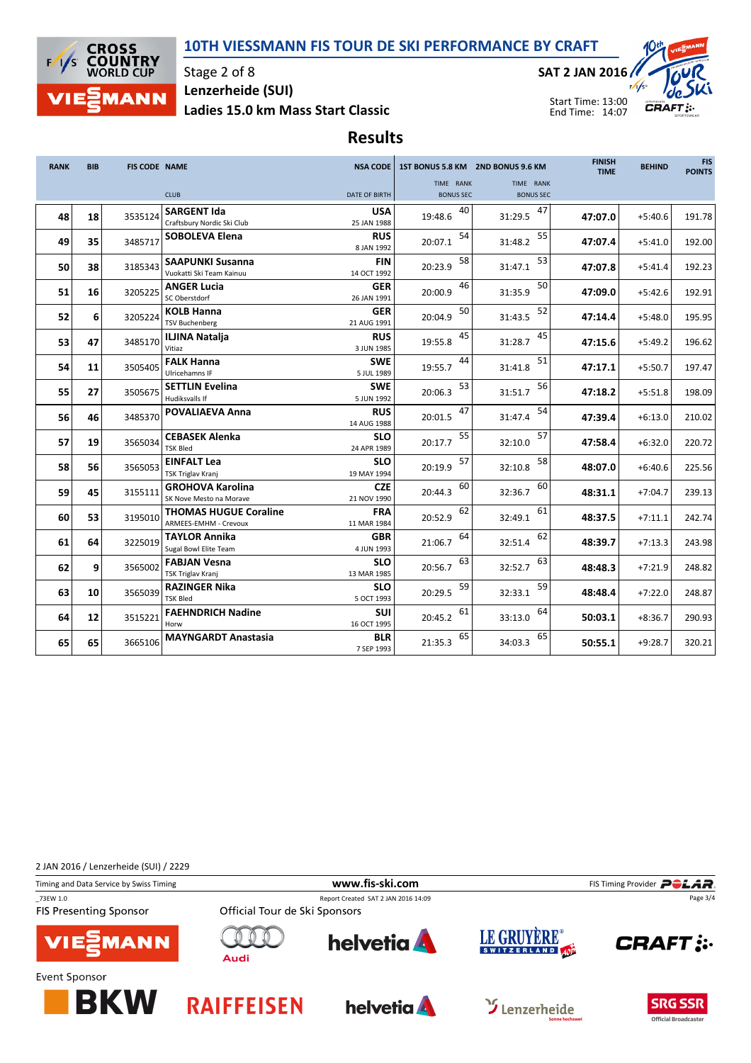# 10TH VIESSMANN FIS TOUR DE SKI PERFORMANCE BY CRAFT

Stage 2 of 8
Lenzerheide (SUI)
Ladies 15.0 km Mass Start Classic

SAT 2 JAN 2016

Start Time: 13:00
End Time: 14:07

## Results

| RANK | BIB | FIS CODE | NAME / CLUB | NSA CODE / DATE OF BIRTH | 1ST BONUS 5.8 KM TIME | RANK BONUS SEC | 2ND BONUS 9.6 KM TIME | RANK BONUS SEC | FINISH TIME | BEHIND | FIS POINTS |
|---|---|---|---|---|---|---|---|---|---|---|---|
| 48 | 18 | 3535124 | **SARGENT Ida** Craftsbury Nordic Ski Club | **USA** 25 JAN 1988 | 19:48.6 | 40 | 31:29.5 | 47 | **47:07.0** | +5:40.6 | 191.78 |
| 49 | 35 | 3485717 | **SOBOLEVA Elena** | **RUS** 8 JAN 1992 | 20:07.1 | 54 | 31:48.2 | 55 | **47:07.4** | +5:41.0 | 192.00 |
| 50 | 38 | 3185343 | **SAAPUNKI Susanna** Vuokatti Ski Team Kainuu | **FIN** 14 OCT 1992 | 20:23.9 | 58 | 31:47.1 | 53 | **47:07.8** | +5:41.4 | 192.23 |
| 51 | 16 | 3205225 | **ANGER Lucia** SC Oberstdorf | **GER** 26 JAN 1991 | 20:00.9 | 46 | 31:35.9 | 50 | **47:09.0** | +5:42.6 | 192.91 |
| 52 | 6 | 3205224 | **KOLB Hanna** TSV Buchenberg | **GER** 21 AUG 1991 | 20:04.9 | 50 | 31:43.5 | 52 | **47:14.4** | +5:48.0 | 195.95 |
| 53 | 47 | 3485170 | **ILJINA Natalja** Vitiaz | **RUS** 3 JUN 1985 | 19:55.8 | 45 | 31:28.7 | 45 | **47:15.6** | +5:49.2 | 196.62 |
| 54 | 11 | 3505405 | **FALK Hanna** Ulricehamns IF | **SWE** 5 JUL 1989 | 19:55.7 | 44 | 31:41.8 | 51 | **47:17.1** | +5:50.7 | 197.47 |
| 55 | 27 | 3505675 | **SETTLIN Evelina** Hudiksvalls If | **SWE** 5 JUN 1992 | 20:06.3 | 53 | 31:51.7 | 56 | **47:18.2** | +5:51.8 | 198.09 |
| 56 | 46 | 3485370 | **POVALIAEVA Anna** | **RUS** 14 AUG 1988 | 20:01.5 | 47 | 31:47.4 | 54 | **47:39.4** | +6:13.0 | 210.02 |
| 57 | 19 | 3565034 | **CEBASEK Alenka** TSK Bled | **SLO** 24 APR 1989 | 20:17.7 | 55 | 32:10.0 | 57 | **47:58.4** | +6:32.0 | 220.72 |
| 58 | 56 | 3565053 | **EINFALT Lea** TSK Triglav Kranj | **SLO** 19 MAY 1994 | 20:19.9 | 57 | 32:10.8 | 58 | **48:07.0** | +6:40.6 | 225.56 |
| 59 | 45 | 3155111 | **GROHOVA Karolina** SK Nove Mesto na Morave | **CZE** 21 NOV 1990 | 20:44.3 | 60 | 32:36.7 | 60 | **48:31.1** | +7:04.7 | 239.13 |
| 60 | 53 | 3195010 | **THOMAS HUGUE Coraline** ARMEES-EMHM - Crevoux | **FRA** 11 MAR 1984 | 20:52.9 | 62 | 32:49.1 | 61 | **48:37.5** | +7:11.1 | 242.74 |
| 61 | 64 | 3225019 | **TAYLOR Annika** Sugal Bowl Elite Team | **GBR** 4 JUN 1993 | 21:06.7 | 64 | 32:51.4 | 62 | **48:39.7** | +7:13.3 | 243.98 |
| 62 | 9 | 3565002 | **FABJAN Vesna** TSK Triglav Kranj | **SLO** 13 MAR 1985 | 20:56.7 | 63 | 32:52.7 | 63 | **48:48.3** | +7:21.9 | 248.82 |
| 63 | 10 | 3565039 | **RAZINGER Nika** TSK Bled | **SLO** 5 OCT 1993 | 20:29.5 | 59 | 32:33.1 | 59 | **48:48.4** | +7:22.0 | 248.87 |
| 64 | 12 | 3515221 | **FAEHNDRICH Nadine** Horw | **SUI** 16 OCT 1995 | 20:45.2 | 61 | 33:13.0 | 64 | **50:03.1** | +8:36.7 | 290.93 |
| 65 | 65 | 3665106 | **MAYNGARDT Anastasia** | **BLR** 7 SEP 1993 | 21:35.3 | 65 | 34:03.3 | 65 | **50:55.1** | +9:28.7 | 320.21 |

2 JAN 2016 / Lenzerheide (SUI) / 2229

Timing and Data Service by Swiss Timing — www.fis-ski.com — FIS Timing Provider POLAR

_73EW 1.0 — Report Created SAT 2 JAN 2016 14:09

FIS Presenting Sponsor: VIESSMANN

Official Tour de Ski Sponsors: Audi, helvetia, LE GRUYÈRE SWITZERLAND AOP, CRAFT

Event Sponsor: BKW, RAIFFEISEN, helvetia, Lenzerheide, SRG SSR Official Broadcaster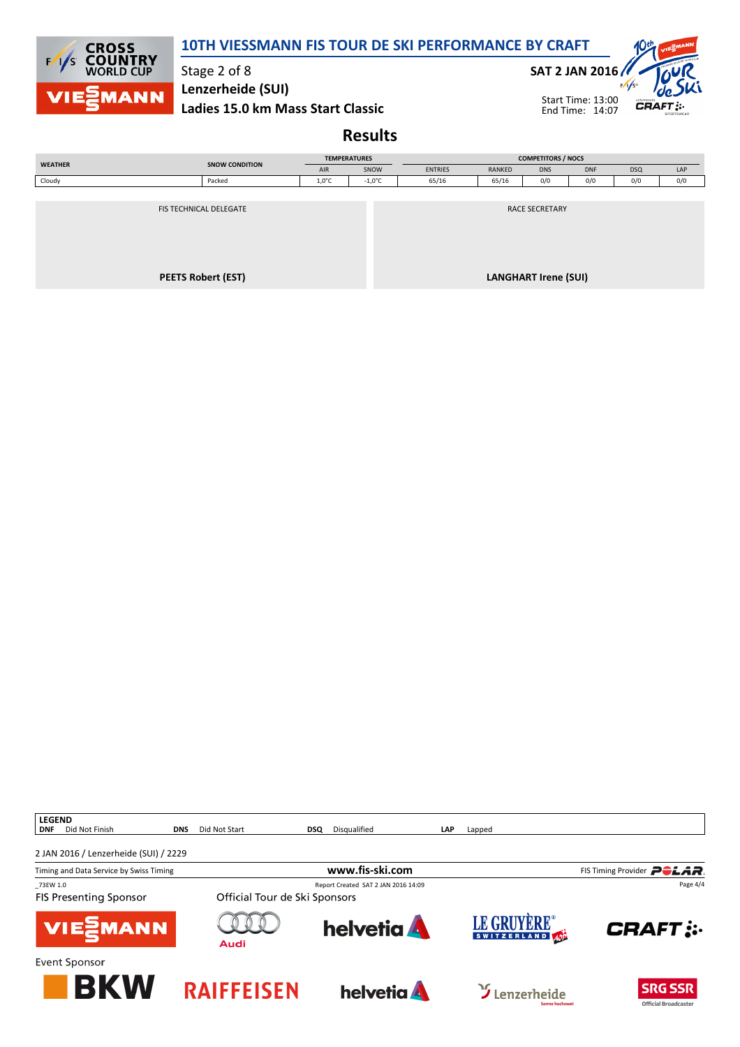# 10TH VIESSMANN FIS TOUR DE SKI PERFORMANCE BY CRAFT

Stage 2 of 8
**Lenzerheide (SUI)**
**Ladies 15.0 km Mass Start Classic**

**SAT 2 JAN 2016**
Start Time: 13:00
End Time: 14:07

## Results

| WEATHER | SNOW CONDITION | TEMPERATURES | | COMPETITORS / NOCS | | | | | |
|---|---|---|---|---|---|---|---|---|---|
| | | AIR | SNOW | ENTRIES | RANKED | DNS | DNF | DSQ | LAP |
| Cloudy | Packed | 1,0°C | -1,0°C | 65/16 | 65/16 | 0/0 | 0/0 | 0/0 | 0/0 |

| FIS TECHNICAL DELEGATE | RACE SECRETARY |
|---|---|
| **PEETS Robert (EST)** | **LANGHART Irene (SUI)** |

**LEGEND**
**DNF** Did Not Finish **DNS** Did Not Start **DSQ** Disqualified **LAP** Lapped

2 JAN 2016 / Lenzerheide (SUI) / 2229

Timing and Data Service by Swiss Timing
www.fis-ski.com
FIS Timing Provider POLAR

_73EW 1.0
Report Created SAT 2 JAN 2016 14:09

FIS Presenting Sponsor
Official Tour de Ski Sponsors
Event Sponsor